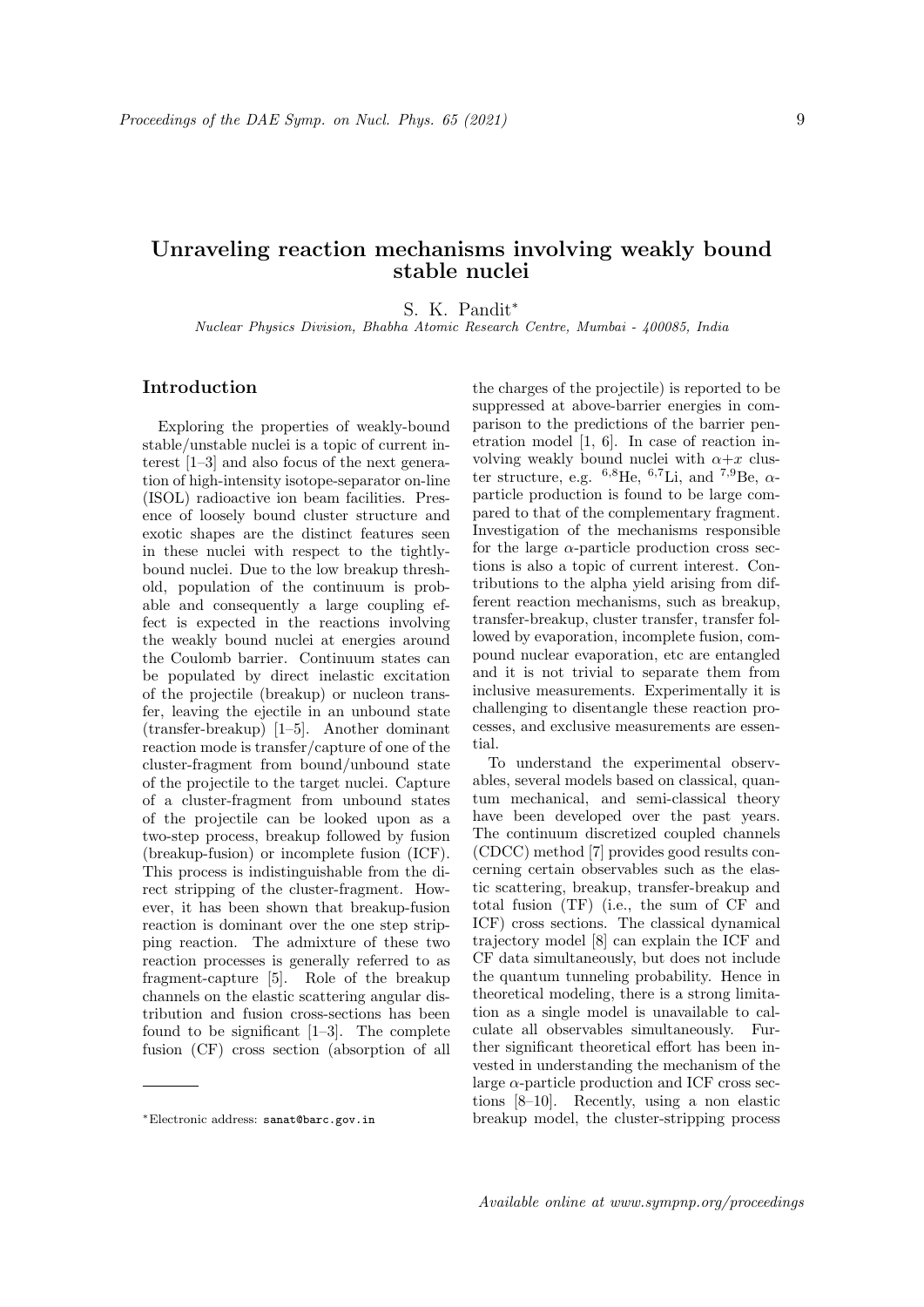# Unraveling reaction mechanisms involving weakly bound stable nuclei

S. K. Pandit*

*Nuclear Physics Division, Bhabha Atomic Research Centre, Mumbai - 400085, India*

## Introduction

Exploring the properties of weakly-bound stable/unstable nuclei is a topic of current interest [1–3] and also focus of the next generation of high-intensity isotope-separator on-line (ISOL) radioactive ion beam facilities. Presence of loosely bound cluster structure and exotic shapes are the distinct features seen in these nuclei with respect to the tightly-bound nuclei. Due to the low breakup threshold, population of the continuum is probable and consequently a large coupling effect is expected in the reactions involving the weakly bound nuclei at energies around the Coulomb barrier. Continuum states can be populated by direct inelastic excitation of the projectile (breakup) or nucleon transfer, leaving the ejectile in an unbound state (transfer-breakup) [1–5]. Another dominant reaction mode is transfer/capture of one of the cluster-fragment from bound/unbound state of the projectile to the target nuclei. Capture of a cluster-fragment from unbound states of the projectile can be looked upon as a two-step process, breakup followed by fusion (breakup-fusion) or incomplete fusion (ICF). This process is indistinguishable from the direct stripping of the cluster-fragment. However, it has been shown that breakup-fusion reaction is dominant over the one step stripping reaction. The admixture of these two reaction processes is generally referred to as fragment-capture [5]. Role of the breakup channels on the elastic scattering angular distribution and fusion cross-sections has been found to be significant [1–3]. The complete fusion (CF) cross section (absorption of all the charges of the projectile) is reported to be suppressed at above-barrier energies in comparison to the predictions of the barrier penetration model [1, 6]. In case of reaction involving weakly bound nuclei with $\alpha$+$x$ cluster structure, e.g. $^{6,8}$He, $^{6,7}$Li, and $^{7,9}$Be, $\alpha$-particle production is found to be large compared to that of the complementary fragment. Investigation of the mechanisms responsible for the large $\alpha$-particle production cross sections is also a topic of current interest. Contributions to the alpha yield arising from different reaction mechanisms, such as breakup, transfer-breakup, cluster transfer, transfer followed by evaporation, incomplete fusion, compound nuclear evaporation, etc are entangled and it is not trivial to separate them from inclusive measurements. Experimentally it is challenging to disentangle these reaction processes, and exclusive measurements are essential.

To understand the experimental observables, several models based on classical, quantum mechanical, and semi-classical theory have been developed over the past years. The continuum discretized coupled channels (CDCC) method [7] provides good results concerning certain observables such as the elastic scattering, breakup, transfer-breakup and total fusion (TF) (i.e., the sum of CF and ICF) cross sections. The classical dynamical trajectory model [8] can explain the ICF and CF data simultaneously, but does not include the quantum tunneling probability. Hence in theoretical modeling, there is a strong limitation as a single model is unavailable to calculate all observables simultaneously. Further significant theoretical effort has been invested in understanding the mechanism of the large $\alpha$-particle production and ICF cross sections [8–10]. Recently, using a non elastic breakup model, the cluster-stripping process

*Electronic address: sanat@barc.gov.in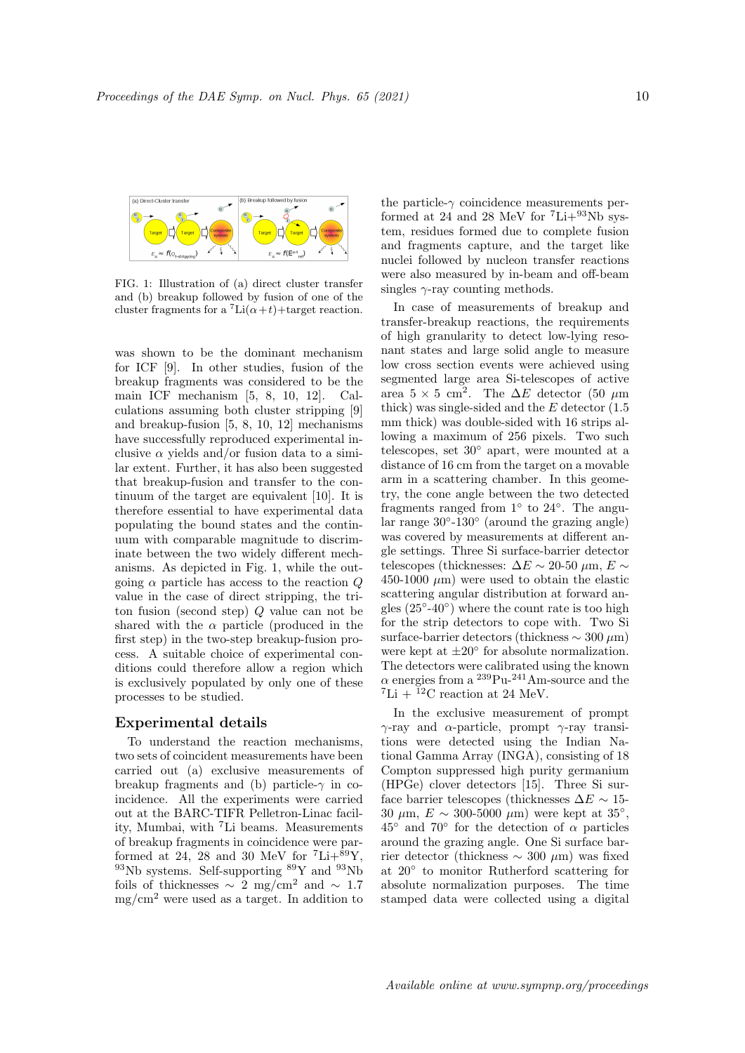(a) Direct-Cluster transfer

(b) Breakup followed by fusion

Target

Target

Composite system

Target

Target

Composite system

$E_\alpha \approx f(Q_{t\text{-stripping}})$

$E_\alpha \approx f(E^{\alpha\text{-}t}_{rel})$

FIG. 1: Illustration of (a) direct cluster transfer and (b) breakup followed by fusion of one of the cluster fragments for a $^{7}$Li($\alpha$+$t$)+target reaction.

was shown to be the dominant mechanism for ICF [9]. In other studies, fusion of the breakup fragments was considered to be the main ICF mechanism [5, 8, 10, 12]. Calculations assuming both cluster stripping [9] and breakup-fusion [5, 8, 10, 12] mechanisms have successfully reproduced experimental inclusive $\alpha$ yields and/or fusion data to a similar extent. Further, it has also been suggested that breakup-fusion and transfer to the continuum of the target are equivalent [10]. It is therefore essential to have experimental data populating the bound states and the continuum with comparable magnitude to discriminate between the two widely different mechanisms. As depicted in Fig. 1, while the outgoing $\alpha$ particle has access to the reaction $Q$ value in the case of direct stripping, the triton fusion (second step) $Q$ value can not be shared with the $\alpha$ particle (produced in the first step) in the two-step breakup-fusion process. A suitable choice of experimental conditions could therefore allow a region which is exclusively populated by only one of these processes to be studied.

## Experimental details

To understand the reaction mechanisms, two sets of coincident measurements have been carried out (a) exclusive measurements of breakup fragments and (b) particle-$\gamma$ in coincidence. All the experiments were carried out at the BARC-TIFR Pelletron-Linac facility, Mumbai, with $^{7}$Li beams. Measurements of breakup fragments in coincidence were performed at 24, 28 and 30 MeV for $^{7}$Li+$^{89}$Y, $^{93}$Nb systems. Self-supporting $^{89}$Y and $^{93}$Nb foils of thicknesses $\sim$ 2 mg/cm$^2$ and $\sim$ 1.7 mg/cm$^2$ were used as a target. In addition to the particle-$\gamma$ coincidence measurements performed at 24 and 28 MeV for $^{7}$Li+$^{93}$Nb system, residues formed due to complete fusion and fragments capture, and the target like nuclei followed by nucleon transfer reactions were also measured by in-beam and off-beam singles $\gamma$-ray counting methods.

In case of measurements of breakup and transfer-breakup reactions, the requirements of high granularity to detect low-lying resonant states and large solid angle to measure low cross section events were achieved using segmented large area Si-telescopes of active area 5 $\times$ 5 cm$^2$. The $\Delta E$ detector (50 $\mu$m thick) was single-sided and the $E$ detector (1.5 mm thick) was double-sided with 16 strips allowing a maximum of 256 pixels. Two such telescopes, set 30° apart, were mounted at a distance of 16 cm from the target on a movable arm in a scattering chamber. In this geometry, the cone angle between the two detected fragments ranged from 1° to 24°. The angular range 30°-130° (around the grazing angle) was covered by measurements at different angle settings. Three Si surface-barrier detector telescopes (thicknesses: $\Delta E$ $\sim$ 20-50 $\mu$m, $E$ $\sim$ 450-1000 $\mu$m) were used to obtain the elastic scattering angular distribution at forward angles (25°-40°) where the count rate is too high for the strip detectors to cope with. Two Si surface-barrier detectors (thickness $\sim$ 300 $\mu$m) were kept at $\pm$20° for absolute normalization. The detectors were calibrated using the known $\alpha$ energies from a $^{239}$Pu-$^{241}$Am-source and the $^{7}$Li + $^{12}$C reaction at 24 MeV.

In the exclusive measurement of prompt $\gamma$-ray and $\alpha$-particle, prompt $\gamma$-ray transitions were detected using the Indian National Gamma Array (INGA), consisting of 18 Compton suppressed high purity germanium (HPGe) clover detectors [15]. Three Si surface barrier telescopes (thicknesses $\Delta E$ $\sim$ 15-30 $\mu$m, $E$ $\sim$ 300-5000 $\mu$m) were kept at 35°, 45° and 70° for the detection of $\alpha$ particles around the grazing angle. One Si surface barrier detector (thickness $\sim$ 300 $\mu$m) was fixed at 20° to monitor Rutherford scattering for absolute normalization purposes. The time stamped data were collected using a digital